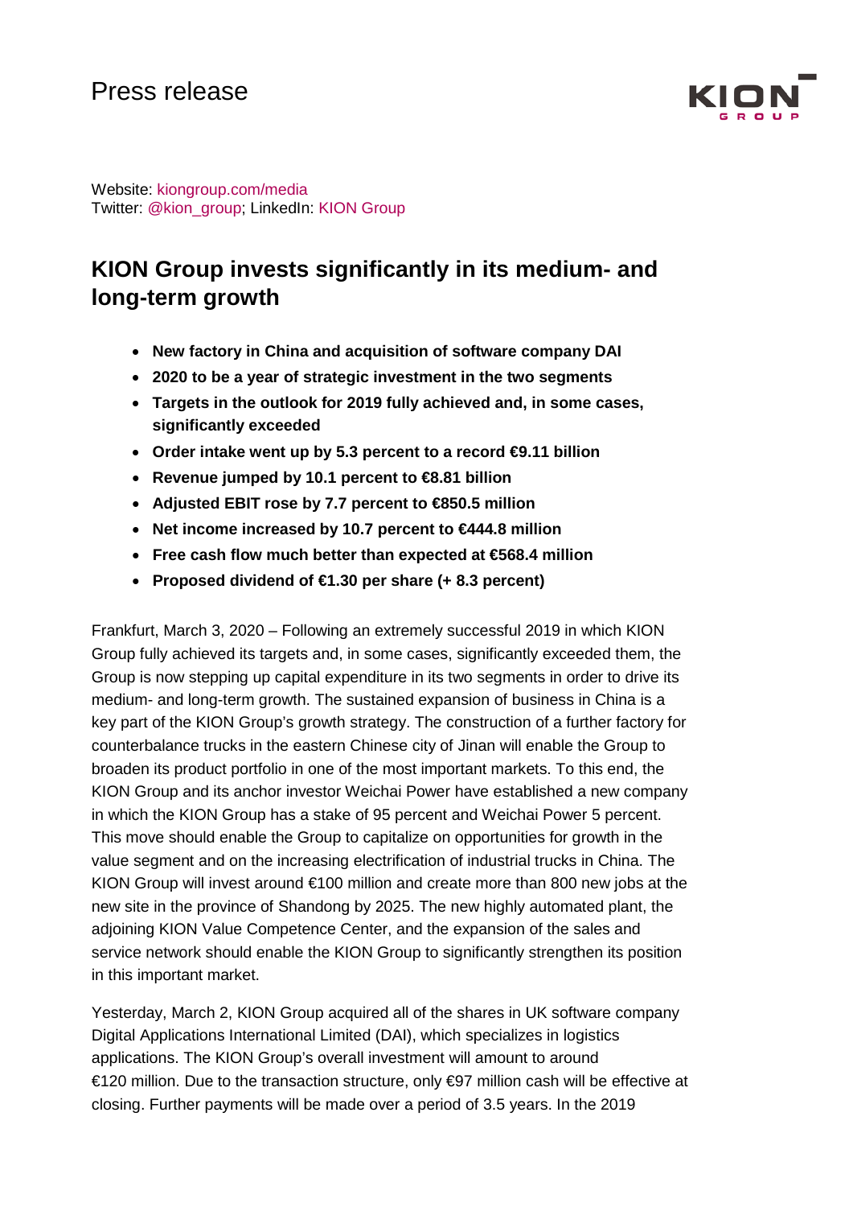Press release

Website: kiongroup.com/media
Twitter: @kion_group; LinkedIn: KION Group

# KION Group invests significantly in its medium- and long-term growth

- **New factory in China and acquisition of software company DAI**
- **2020 to be a year of strategic investment in the two segments**
- **Targets in the outlook for 2019 fully achieved and, in some cases, significantly exceeded**
- **Order intake went up by 5.3 percent to a record €9.11 billion**
- **Revenue jumped by 10.1 percent to €8.81 billion**
- **Adjusted EBIT rose by 7.7 percent to €850.5 million**
- **Net income increased by 10.7 percent to €444.8 million**
- **Free cash flow much better than expected at €568.4 million**
- **Proposed dividend of €1.30 per share (+ 8.3 percent)**

Frankfurt, March 3, 2020 – Following an extremely successful 2019 in which KION Group fully achieved its targets and, in some cases, significantly exceeded them, the Group is now stepping up capital expenditure in its two segments in order to drive its medium- and long-term growth. The sustained expansion of business in China is a key part of the KION Group's growth strategy. The construction of a further factory for counterbalance trucks in the eastern Chinese city of Jinan will enable the Group to broaden its product portfolio in one of the most important markets. To this end, the KION Group and its anchor investor Weichai Power have established a new company in which the KION Group has a stake of 95 percent and Weichai Power 5 percent. This move should enable the Group to capitalize on opportunities for growth in the value segment and on the increasing electrification of industrial trucks in China. The KION Group will invest around €100 million and create more than 800 new jobs at the new site in the province of Shandong by 2025. The new highly automated plant, the adjoining KION Value Competence Center, and the expansion of the sales and service network should enable the KION Group to significantly strengthen its position in this important market.

Yesterday, March 2, KION Group acquired all of the shares in UK software company Digital Applications International Limited (DAI), which specializes in logistics applications. The KION Group's overall investment will amount to around €120 million. Due to the transaction structure, only €97 million cash will be effective at closing. Further payments will be made over a period of 3.5 years. In the 2019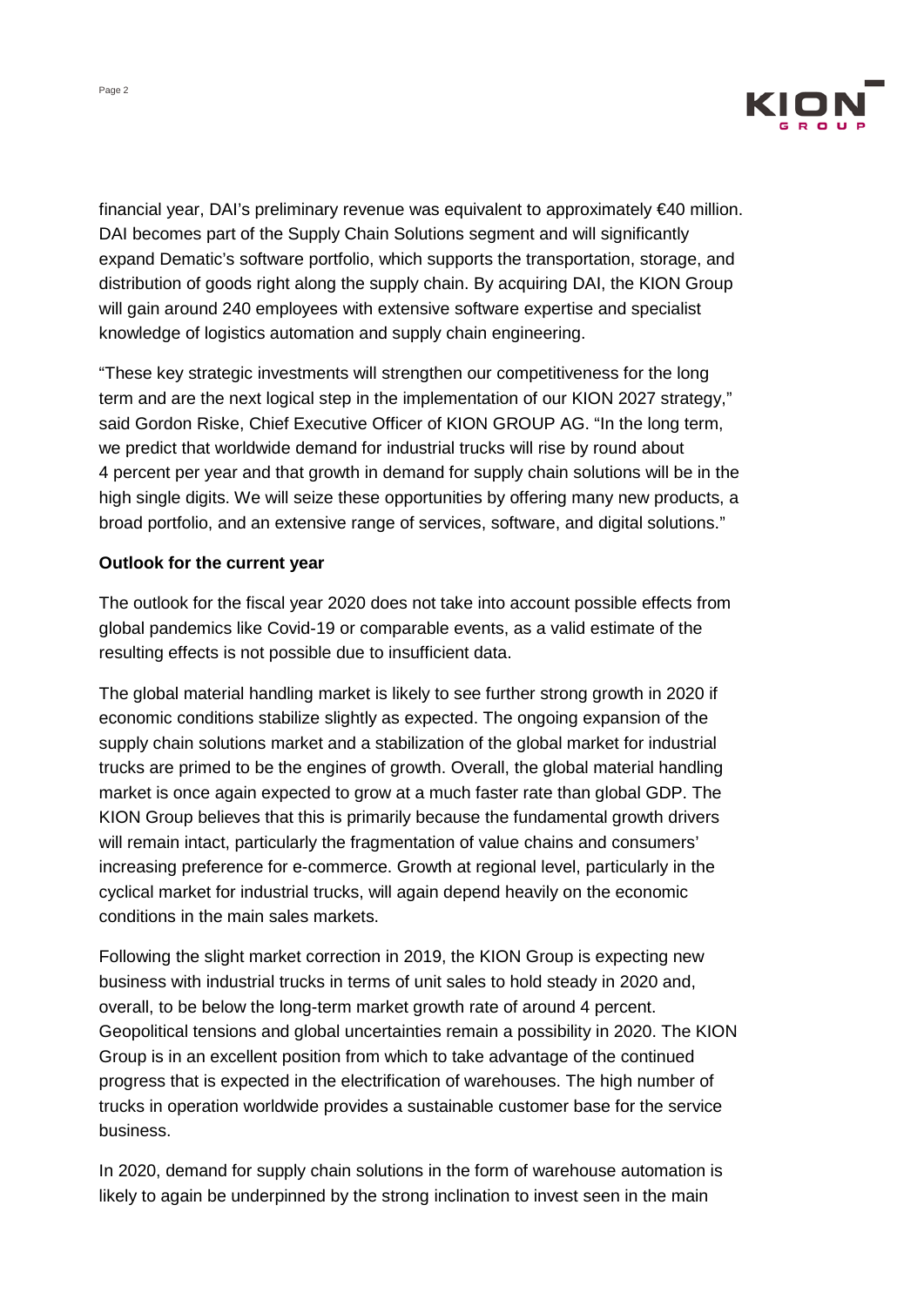financial year, DAI's preliminary revenue was equivalent to approximately €40 million. DAI becomes part of the Supply Chain Solutions segment and will significantly expand Dematic's software portfolio, which supports the transportation, storage, and distribution of goods right along the supply chain. By acquiring DAI, the KION Group will gain around 240 employees with extensive software expertise and specialist knowledge of logistics automation and supply chain engineering.

"These key strategic investments will strengthen our competitiveness for the long term and are the next logical step in the implementation of our KION 2027 strategy," said Gordon Riske, Chief Executive Officer of KION GROUP AG. "In the long term, we predict that worldwide demand for industrial trucks will rise by round about 4 percent per year and that growth in demand for supply chain solutions will be in the high single digits. We will seize these opportunities by offering many new products, a broad portfolio, and an extensive range of services, software, and digital solutions."

**Outlook for the current year**

The outlook for the fiscal year 2020 does not take into account possible effects from global pandemics like Covid-19 or comparable events, as a valid estimate of the resulting effects is not possible due to insufficient data.

The global material handling market is likely to see further strong growth in 2020 if economic conditions stabilize slightly as expected. The ongoing expansion of the supply chain solutions market and a stabilization of the global market for industrial trucks are primed to be the engines of growth. Overall, the global material handling market is once again expected to grow at a much faster rate than global GDP. The KION Group believes that this is primarily because the fundamental growth drivers will remain intact, particularly the fragmentation of value chains and consumers' increasing preference for e-commerce. Growth at regional level, particularly in the cyclical market for industrial trucks, will again depend heavily on the economic conditions in the main sales markets.

Following the slight market correction in 2019, the KION Group is expecting new business with industrial trucks in terms of unit sales to hold steady in 2020 and, overall, to be below the long-term market growth rate of around 4 percent. Geopolitical tensions and global uncertainties remain a possibility in 2020. The KION Group is in an excellent position from which to take advantage of the continued progress that is expected in the electrification of warehouses. The high number of trucks in operation worldwide provides a sustainable customer base for the service business.

In 2020, demand for supply chain solutions in the form of warehouse automation is likely to again be underpinned by the strong inclination to invest seen in the main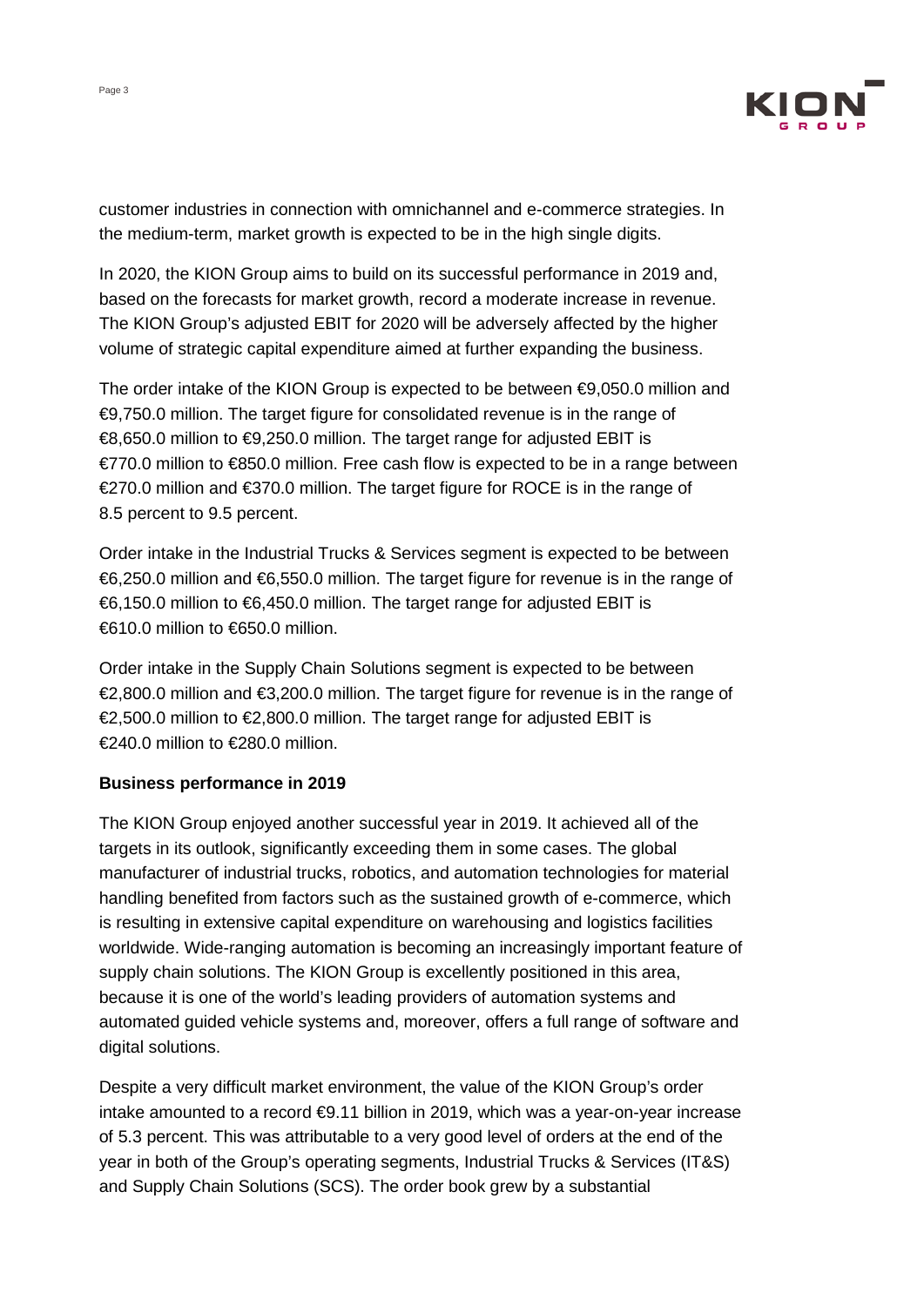customer industries in connection with omnichannel and e-commerce strategies. In the medium-term, market growth is expected to be in the high single digits.

In 2020, the KION Group aims to build on its successful performance in 2019 and, based on the forecasts for market growth, record a moderate increase in revenue. The KION Group's adjusted EBIT for 2020 will be adversely affected by the higher volume of strategic capital expenditure aimed at further expanding the business.

The order intake of the KION Group is expected to be between €9,050.0 million and €9,750.0 million. The target figure for consolidated revenue is in the range of €8,650.0 million to €9,250.0 million. The target range for adjusted EBIT is €770.0 million to €850.0 million. Free cash flow is expected to be in a range between €270.0 million and €370.0 million. The target figure for ROCE is in the range of 8.5 percent to 9.5 percent.

Order intake in the Industrial Trucks & Services segment is expected to be between €6,250.0 million and €6,550.0 million. The target figure for revenue is in the range of €6,150.0 million to €6,450.0 million. The target range for adjusted EBIT is €610.0 million to €650.0 million.

Order intake in the Supply Chain Solutions segment is expected to be between €2,800.0 million and €3,200.0 million. The target figure for revenue is in the range of €2,500.0 million to €2,800.0 million. The target range for adjusted EBIT is €240.0 million to €280.0 million.

**Business performance in 2019**

The KION Group enjoyed another successful year in 2019. It achieved all of the targets in its outlook, significantly exceeding them in some cases. The global manufacturer of industrial trucks, robotics, and automation technologies for material handling benefited from factors such as the sustained growth of e-commerce, which is resulting in extensive capital expenditure on warehousing and logistics facilities worldwide. Wide-ranging automation is becoming an increasingly important feature of supply chain solutions. The KION Group is excellently positioned in this area, because it is one of the world's leading providers of automation systems and automated guided vehicle systems and, moreover, offers a full range of software and digital solutions.

Despite a very difficult market environment, the value of the KION Group's order intake amounted to a record €9.11 billion in 2019, which was a year-on-year increase of 5.3 percent. This was attributable to a very good level of orders at the end of the year in both of the Group's operating segments, Industrial Trucks & Services (IT&S) and Supply Chain Solutions (SCS). The order book grew by a substantial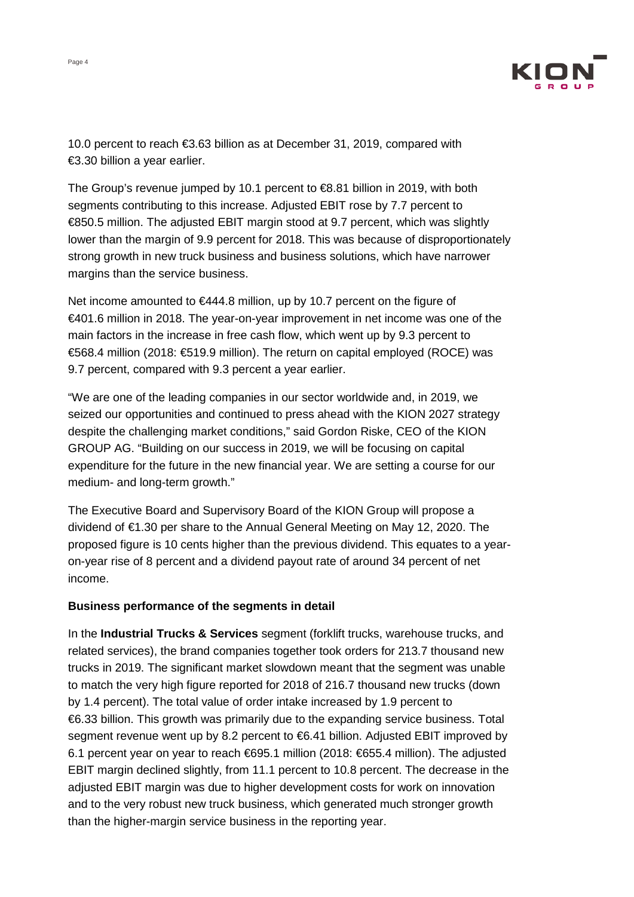10.0 percent to reach €3.63 billion as at December 31, 2019, compared with €3.30 billion a year earlier.

The Group's revenue jumped by 10.1 percent to €8.81 billion in 2019, with both segments contributing to this increase. Adjusted EBIT rose by 7.7 percent to €850.5 million. The adjusted EBIT margin stood at 9.7 percent, which was slightly lower than the margin of 9.9 percent for 2018. This was because of disproportionately strong growth in new truck business and business solutions, which have narrower margins than the service business.

Net income amounted to €444.8 million, up by 10.7 percent on the figure of €401.6 million in 2018. The year-on-year improvement in net income was one of the main factors in the increase in free cash flow, which went up by 9.3 percent to €568.4 million (2018: €519.9 million). The return on capital employed (ROCE) was 9.7 percent, compared with 9.3 percent a year earlier.

"We are one of the leading companies in our sector worldwide and, in 2019, we seized our opportunities and continued to press ahead with the KION 2027 strategy despite the challenging market conditions," said Gordon Riske, CEO of the KION GROUP AG. "Building on our success in 2019, we will be focusing on capital expenditure for the future in the new financial year. We are setting a course for our medium- and long-term growth."

The Executive Board and Supervisory Board of the KION Group will propose a dividend of €1.30 per share to the Annual General Meeting on May 12, 2020. The proposed figure is 10 cents higher than the previous dividend. This equates to a year-on-year rise of 8 percent and a dividend payout rate of around 34 percent of net income.

**Business performance of the segments in detail**

In the **Industrial Trucks & Services** segment (forklift trucks, warehouse trucks, and related services), the brand companies together took orders for 213.7 thousand new trucks in 2019. The significant market slowdown meant that the segment was unable to match the very high figure reported for 2018 of 216.7 thousand new trucks (down by 1.4 percent). The total value of order intake increased by 1.9 percent to €6.33 billion. This growth was primarily due to the expanding service business. Total segment revenue went up by 8.2 percent to €6.41 billion. Adjusted EBIT improved by 6.1 percent year on year to reach €695.1 million (2018: €655.4 million). The adjusted EBIT margin declined slightly, from 11.1 percent to 10.8 percent. The decrease in the adjusted EBIT margin was due to higher development costs for work on innovation and to the very robust new truck business, which generated much stronger growth than the higher-margin service business in the reporting year.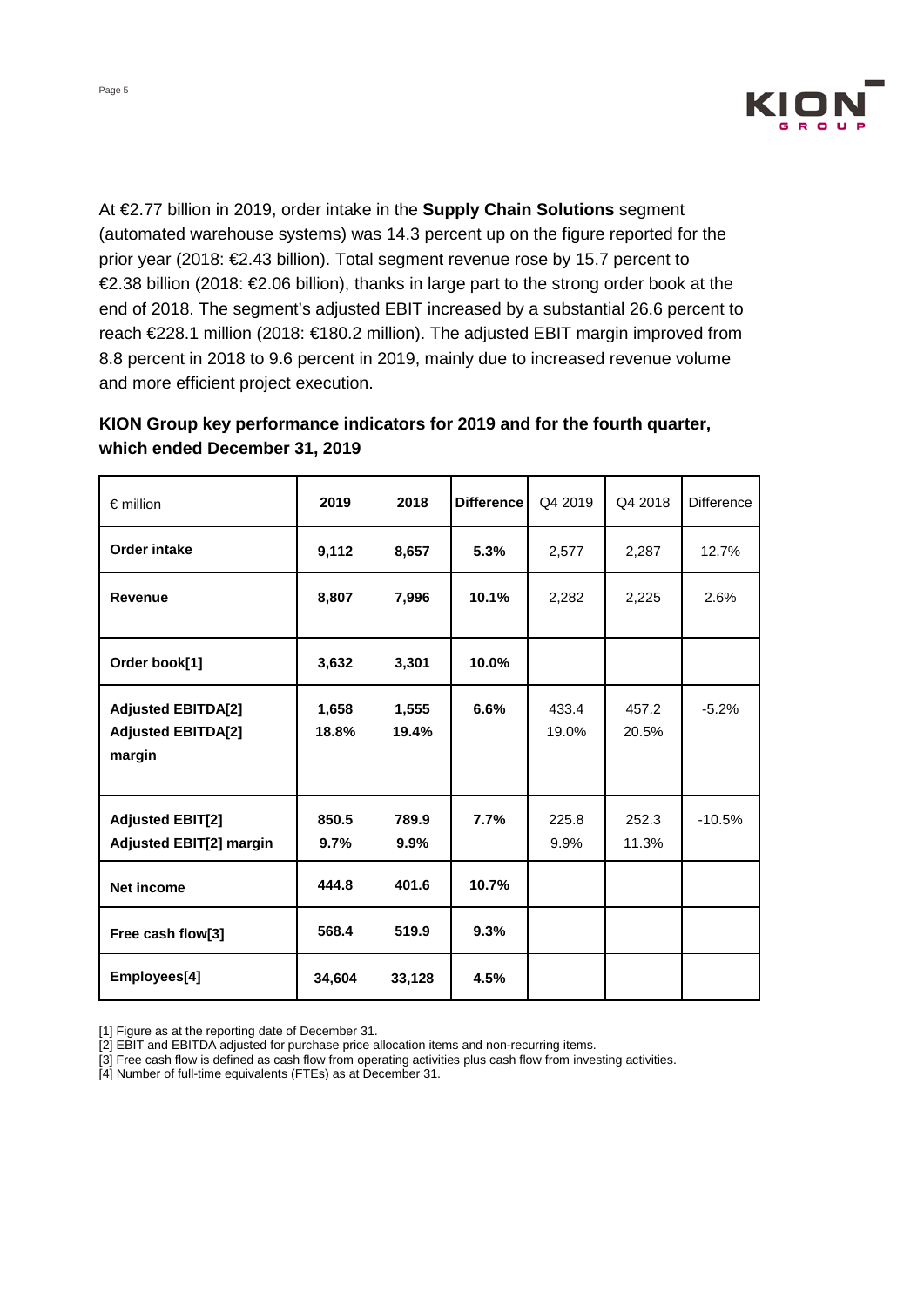At €2.77 billion in 2019, order intake in the **Supply Chain Solutions** segment (automated warehouse systems) was 14.3 percent up on the figure reported for the prior year (2018: €2.43 billion). Total segment revenue rose by 15.7 percent to €2.38 billion (2018: €2.06 billion), thanks in large part to the strong order book at the end of 2018. The segment's adjusted EBIT increased by a substantial 26.6 percent to reach €228.1 million (2018: €180.2 million). The adjusted EBIT margin improved from 8.8 percent in 2018 to 9.6 percent in 2019, mainly due to increased revenue volume and more efficient project execution.

## KION Group key performance indicators for 2019 and for the fourth quarter, which ended December 31, 2019

| € million | 2019 | 2018 | Difference | Q4 2019 | Q4 2018 | Difference |
|---|---|---|---|---|---|---|
| **Order intake** | **9,112** | **8,657** | **5.3%** | 2,577 | 2,287 | 12.7% |
| **Revenue** | **8,807** | **7,996** | **10.1%** | 2,282 | 2,225 | 2.6% |
| **Order book[1]** | **3,632** | **3,301** | **10.0%** | | | |
| **Adjusted EBITDA[2]**<br>**Adjusted EBITDA[2] margin** | **1,658**<br>**18.8%** | **1,555**<br>**19.4%** | **6.6%** | 433.4<br>19.0% | 457.2<br>20.5% | -5.2% |
| **Adjusted EBIT[2]**<br>**Adjusted EBIT[2] margin** | **850.5**<br>**9.7%** | **789.9**<br>**9.9%** | **7.7%** | 225.8<br>9.9% | 252.3<br>11.3% | -10.5% |
| **Net income** | **444.8** | **401.6** | **10.7%** | | | |
| **Free cash flow[3]** | **568.4** | **519.9** | **9.3%** | | | |
| **Employees[4]** | **34,604** | **33,128** | **4.5%** | | | |

[1] Figure as at the reporting date of December 31.
[2] EBIT and EBITDA adjusted for purchase price allocation items and non-recurring items.
[3] Free cash flow is defined as cash flow from operating activities plus cash flow from investing activities.
[4] Number of full-time equivalents (FTEs) as at December 31.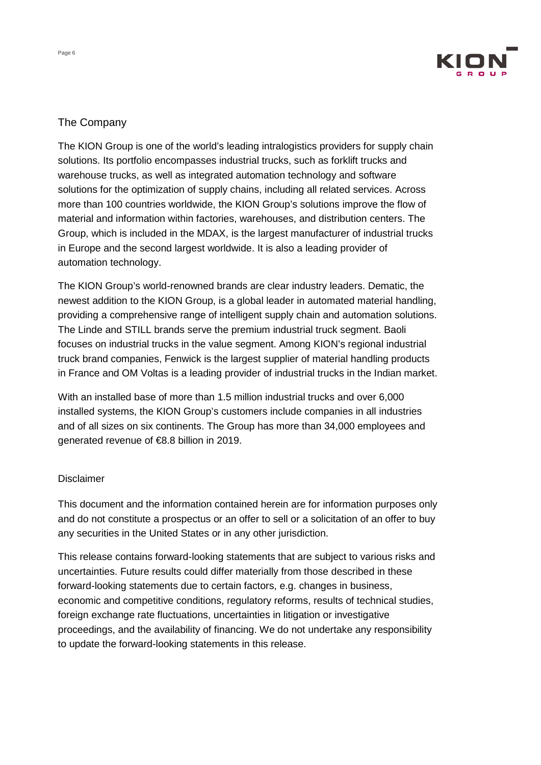## The Company

The KION Group is one of the world's leading intralogistics providers for supply chain solutions. Its portfolio encompasses industrial trucks, such as forklift trucks and warehouse trucks, as well as integrated automation technology and software solutions for the optimization of supply chains, including all related services. Across more than 100 countries worldwide, the KION Group's solutions improve the flow of material and information within factories, warehouses, and distribution centers. The Group, which is included in the MDAX, is the largest manufacturer of industrial trucks in Europe and the second largest worldwide. It is also a leading provider of automation technology.

The KION Group's world-renowned brands are clear industry leaders. Dematic, the newest addition to the KION Group, is a global leader in automated material handling, providing a comprehensive range of intelligent supply chain and automation solutions. The Linde and STILL brands serve the premium industrial truck segment. Baoli focuses on industrial trucks in the value segment. Among KION's regional industrial truck brand companies, Fenwick is the largest supplier of material handling products in France and OM Voltas is a leading provider of industrial trucks in the Indian market.

With an installed base of more than 1.5 million industrial trucks and over 6,000 installed systems, the KION Group's customers include companies in all industries and of all sizes on six continents. The Group has more than 34,000 employees and generated revenue of €8.8 billion in 2019.

## Disclaimer

This document and the information contained herein are for information purposes only and do not constitute a prospectus or an offer to sell or a solicitation of an offer to buy any securities in the United States or in any other jurisdiction.

This release contains forward-looking statements that are subject to various risks and uncertainties. Future results could differ materially from those described in these forward-looking statements due to certain factors, e.g. changes in business, economic and competitive conditions, regulatory reforms, results of technical studies, foreign exchange rate fluctuations, uncertainties in litigation or investigative proceedings, and the availability of financing. We do not undertake any responsibility to update the forward-looking statements in this release.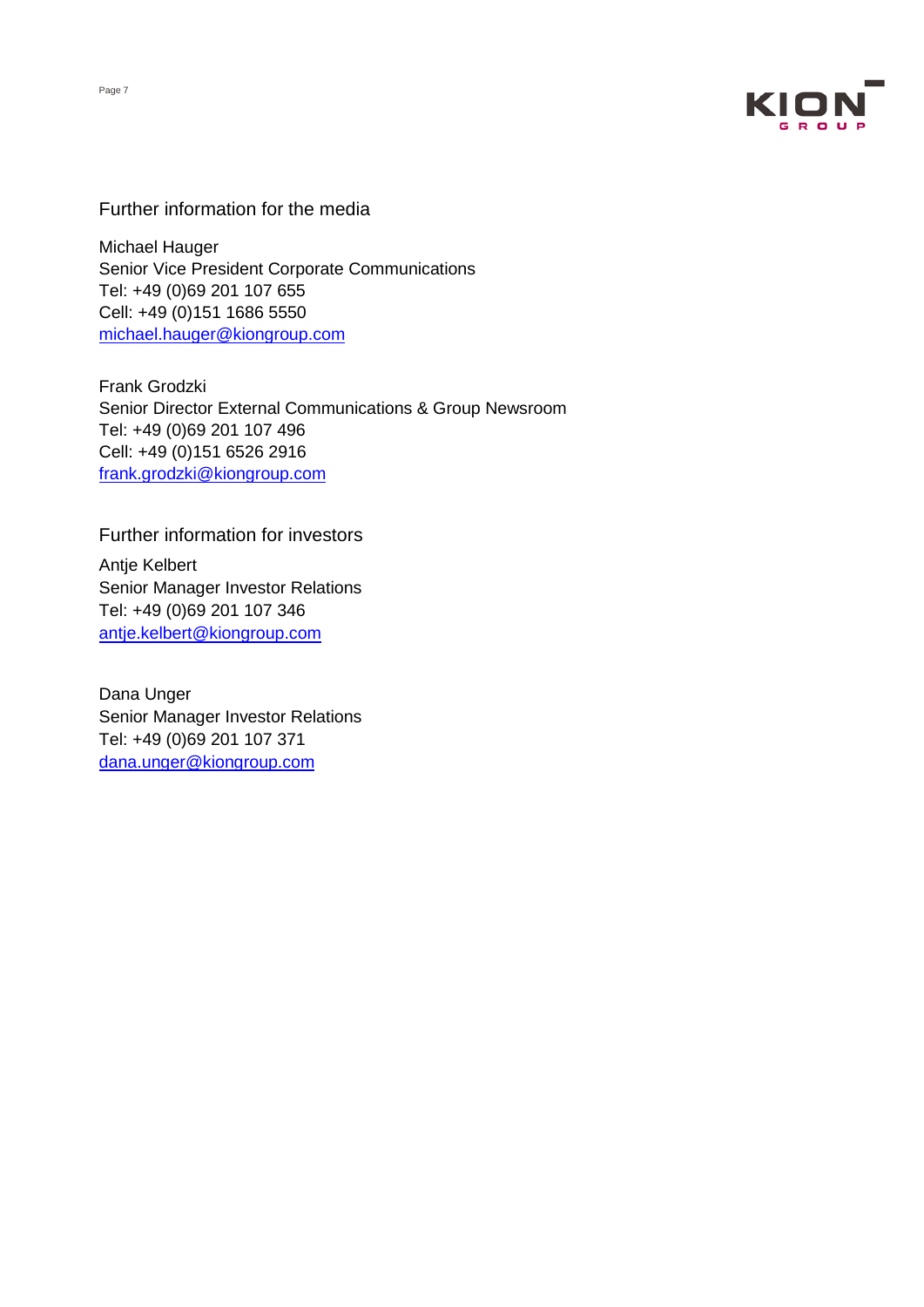Further information for the media

Michael Hauger
Senior Vice President Corporate Communications
Tel: +49 (0)69 201 107 655
Cell: +49 (0)151 1686 5550
michael.hauger@kiongroup.com

Frank Grodzki
Senior Director External Communications & Group Newsroom
Tel: +49 (0)69 201 107 496
Cell: +49 (0)151 6526 2916
frank.grodzki@kiongroup.com

Further information for investors

Antje Kelbert
Senior Manager Investor Relations
Tel: +49 (0)69 201 107 346
antje.kelbert@kiongroup.com

Dana Unger
Senior Manager Investor Relations
Tel: +49 (0)69 201 107 371
dana.unger@kiongroup.com